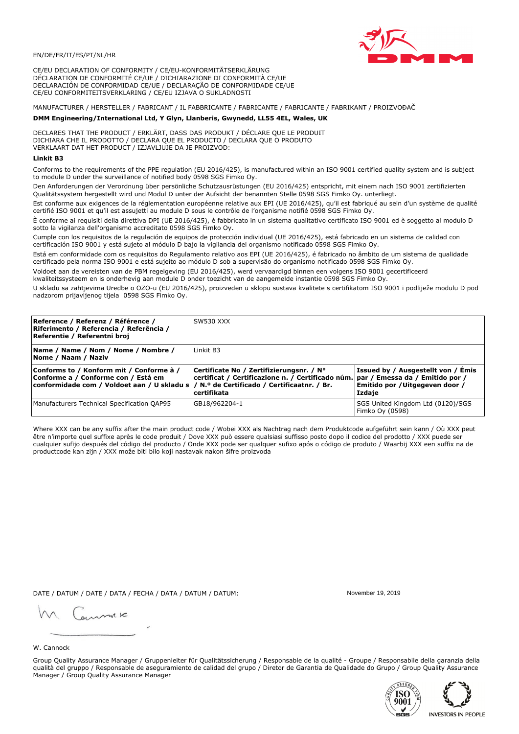EN/DE/FR/IT/ES/PT/NL/HR

CE/EU DECLARATION OF CONFORMITY / CE/EU-KONFORMITÄTSERKLÄRUNG
DÉCLARATION DE CONFORMITÉ CE/UE / DICHIARAZIONE DI CONFORMITÀ CE/UE
DECLARACIÓN DE CONFORMIDAD CE/UE / DECLARAÇÃO DE CONFORMIDADE CE/UE
CE/EU CONFORMITEITSVERKLARING / CE/EU IZJAVA O SUKLADNOSTI

MANUFACTURER / HERSTELLER / FABRICANT / IL FABBRICANTE / FABRICANTE / FABRICANTE / FABRIKANT / PROIZVOĐAČ

**DMM Engineering/International Ltd, Y Glyn, Llanberis, Gwynedd, LL55 4EL, Wales, UK**

DECLARES THAT THE PRODUCT / ERKLÄRT, DASS DAS PRODUKT / DÉCLARE QUE LE PRODUIT
DICHIARA CHE IL PRODOTTO / DECLARA QUE EL PRODUCTO / DECLARA QUE O PRODUTO
VERKLAART DAT HET PRODUCT / IZJAVLJUJE DA JE PROIZVOD:

**Linkit B3**

Conforms to the requirements of the PPE regulation (EU 2016/425), is manufactured within an ISO 9001 certified quality system and is subject to module D under the surveillance of notified body 0598 SGS Fimko Oy.

Den Anforderungen der Verordnung über persönliche Schutzausrüstungen (EU 2016/425) entspricht, mit einem nach ISO 9001 zertifizierten Qualitätssystem hergestellt wird und Modul D unter der Aufsicht der benannten Stelle 0598 SGS Fimko Oy. unterliegt.

Est conforme aux exigences de la réglementation européenne relative aux EPI (UE 2016/425), qu'il est fabriqué au sein d'un système de qualité certifié ISO 9001 et qu'il est assujetti au module D sous le contrôle de l'organisme notifié 0598 SGS Fimko Oy.

È conforme ai requisiti della direttiva DPI (UE 2016/425), è fabbricato in un sistema qualitativo certificato ISO 9001 ed è soggetto al modulo D sotto la vigilanza dell'organismo accreditato 0598 SGS Fimko Oy.

Cumple con los requisitos de la regulación de equipos de protección individual (UE 2016/425), está fabricado en un sistema de calidad con certificación ISO 9001 y está sujeto al módulo D bajo la vigilancia del organismo notificado 0598 SGS Fimko Oy.

Está em conformidade com os requisitos do Regulamento relativo aos EPI (UE 2016/425), é fabricado no âmbito de um sistema de qualidade certificado pela norma ISO 9001 e está sujeito ao módulo D sob a supervisão do organismo notificado 0598 SGS Fimko Oy.

Voldoet aan de vereisten van de PBM regelgeving (EU 2016/425), werd vervaardigd binnen een volgens ISO 9001 gecertificeerd kwaliteitssysteem en is onderhevig aan module D onder toezicht van de aangemelde instantie 0598 SGS Fimko Oy.

U skladu sa zahtjevima Uredbe o OZO-u (EU 2016/425), proizveden u sklopu sustava kvalitete s certifikatom ISO 9001 i podliježe modulu D pod nadzorom prijavljenog tijela 0598 SGS Fimko Oy.

| **Reference / Referenz / Référence / Riferimento / Referencia / Referência / Referentie / Referentni broj** | SW530 XXX | |
|---|---|---|
| **Name / Name / Nom / Nome / Nombre / Nome / Naam / Naziv** | Linkit B3 | |
| **Conforms to / Konform mit / Conforme à / Conforme a / Conforme con / Está em conformidade com / Voldoet aan / U skladu s** | **Certificate No / Zertifizierungsnr. / N° certificat / Certificazione n. / Certificado núm. / N.º de Certificado / Certificaatnr. / Br. certifikata** | **Issued by / Ausgestellt von / Émis par / Emessa da / Emitido por / Emitido por /Uitgegeven door / Izdaje** |
| Manufacturers Technical Specification QAP95 | GB18/962204-1 | SGS United Kingdom Ltd (0120)/SGS Fimko Oy (0598) |

Where XXX can be any suffix after the main product code / Wobei XXX als Nachtrag nach dem Produktcode aufgeführt sein kann / Où XXX peut être n'importe quel suffixe après le code produit / Dove XXX può essere qualsiasi suffisso posto dopo il codice del prodotto / XXX puede ser cualquier sufijo después del código del producto / Onde XXX pode ser qualquer sufixo após o código de produto / Waarbij XXX een suffix na de productcode kan zijn / XXX može biti bilo koji nastavak nakon šifre proizvoda

DATE / DATUM / DATE / DATA / FECHA / DATA / DATUM / DATUM: November 19, 2019

W. Cannock

Group Quality Assurance Manager / Gruppenleiter für Qualitätssicherung / Responsable de la qualité - Groupe / Responsabile della garanzia della qualità del gruppo / Responsable de aseguramiento de calidad del grupo / Diretor de Garantia de Qualidade do Grupo / Group Quality Assurance Manager / Group Quality Assurance Manager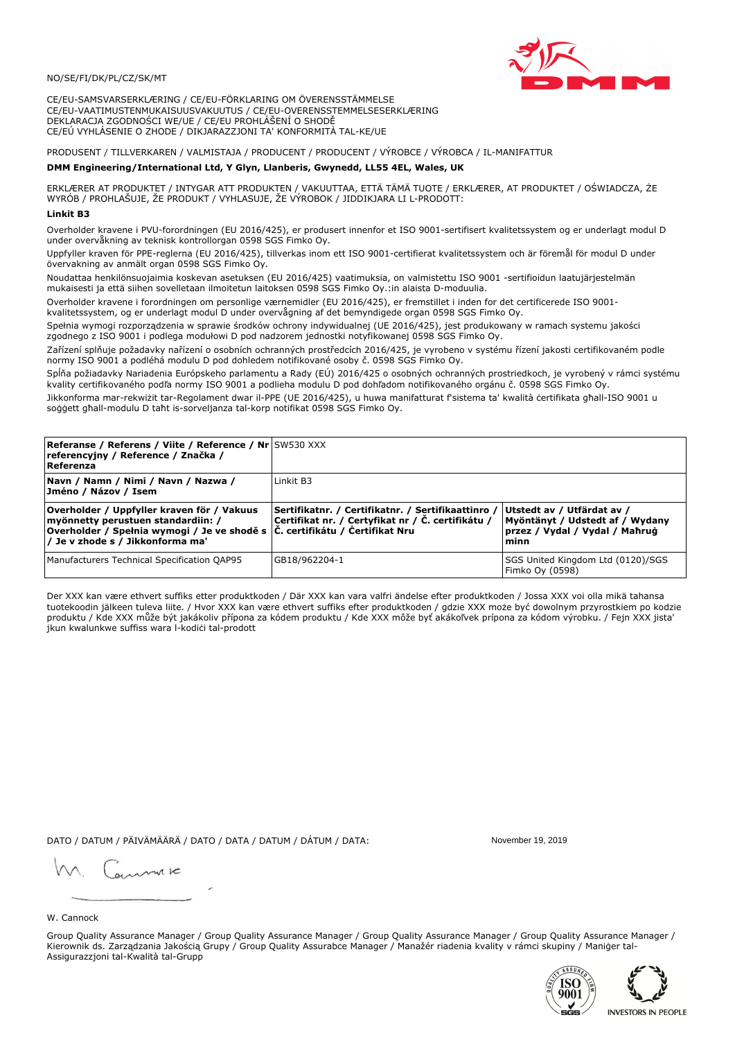NO/SE/FI/DK/PL/CZ/SK/MT

CE/EU-SAMSVARSERKLÆRING / CE/EU-FÖRKLARING OM ÖVERENSSTÄMMELSE
CE/EU-VAATIMUSTENMUKAISUUSVAKUUTUS / CE/EU-OVERENSSTEMMELSESERKLÆRING
DEKLARACJA ZGODNOŚCI WE/UE / CE/EU PROHLÁŠENÍ O SHODĚ
CE/EÚ VYHLÁSENIE O ZHODE / DIKJARAZZJONI TA' KONFORMITÀ TAL-KE/UE

PRODUSENT / TILLVERKAREN / VALMISTAJA / PRODUCENT / PRODUCENT / VÝROBCE / VÝROBCA / IL-MANIFATTUR

**DMM Engineering/International Ltd, Y Glyn, Llanberis, Gwynedd, LL55 4EL, Wales, UK**

ERKLÆRER AT PRODUKTET / INTYGAR ATT PRODUKTEN / VAKUUTTAA, ETTÄ TÄMÄ TUOTE / ERKLÆRER, AT PRODUKTET / OŚWIADCZA, ŻE WYRÓB / PROHLAŠUJE, ŽE PRODUKT / VYHLASUJE, ŽE VÝROBOK / JIDDIKJARA LI L-PRODOTT:

**Linkit B3**

Overholder kravene i PVU-forordningen (EU 2016/425), er produsert innenfor et ISO 9001-sertifisert kvalitetssystem og er underlagt modul D under overvåkning av teknisk kontrollorgan 0598 SGS Fimko Oy.

Uppfyller kraven för PPE-reglerna (EU 2016/425), tillverkas inom ett ISO 9001-certifierat kvalitetssystem och är föremål för modul D under övervakning av anmält organ 0598 SGS Fimko Oy.

Noudattaa henkilönsuojaimia koskevan asetuksen (EU 2016/425) vaatimuksia, on valmistettu ISO 9001 -sertifioidun laatujärjestelmän mukaisesti ja että siihen sovelletaan ilmoitetun laitoksen 0598 SGS Fimko Oy.:in alaista D-moduulia.

Overholder kravene i forordningen om personlige værnemidler (EU 2016/425), er fremstillet i inden for det certificerede ISO 9001-kvalitetssystem, og er underlagt modul D under overvågning af det bemyndigede organ 0598 SGS Fimko Oy.

Spełnia wymogi rozporządzenia w sprawie środków ochrony indywidualnej (UE 2016/425), jest produkowany w ramach systemu jakości zgodnego z ISO 9001 i podlega modułowi D pod nadzorem jednostki notyfikowanej 0598 SGS Fimko Oy.

Zařízení splňuje požadavky nařízení o osobních ochranných prostředcích 2016/425, je vyrobeno v systému řízení jakosti certifikovaném podle normy ISO 9001 a podléhá modulu D pod dohledem notifikované osoby č. 0598 SGS Fimko Oy.

Spĺňa požiadavky Nariadenia Európskeho parlamentu a Rady (EÚ) 2016/425 o osobných ochranných prostriedkoch, je vyrobený v rámci systému kvality certifikovaného podľa normy ISO 9001 a podlieha modulu D pod dohľadom notifikovaného orgánu č. 0598 SGS Fimko Oy.

Jikkonforma mar-rekwiżit tar-Regolament dwar il-PPE (UE 2016/425), u huwa manifatturat f'sistema ta' kwalità ċertifikata għall-ISO 9001 u soġġett għall-modulu D taħt is-sorveljanza tal-korp notifikat 0598 SGS Fimko Oy.

| **Referanse / Referens / Viite / Reference / Nr referencyjny / Reference / Značka / Referenza** | SW530 XXX | |
|---|---|---|
| **Navn / Namn / Nimi / Navn / Nazwa / Jméno / Názov / Isem** | Linkit B3 | |
| **Overholder / Uppfyller kraven för / Vakuus myönnetty perustuen standardiin: / Overholder / Spełnia wymogi / Je ve shodě s / Je v zhode s / Jikkonforma ma'** | **Sertifikatnr. / Certifikatnr. / Sertifikaattinro / Certifikat nr. / Certyfikat nr / Č. certifikátu / Č. certifikátu / Ċertifikat Nru** | **Utstedt av / Utfärdat av / Myöntänyt / Udstedt af / Wydany przez / Vydal / Vydal / Maħruġ minn** |
| Manufacturers Technical Specification QAP95 | GB18/962204-1 | SGS United Kingdom Ltd (0120)/SGS Fimko Oy (0598) |

Der XXX kan være ethvert suffiks etter produktkoden / Där XXX kan vara valfri ändelse efter produktkoden / Jossa XXX voi olla mikä tahansa tuotekoodin jälkeen tuleva liite. / Hvor XXX kan være ethvert suffiks efter produktkoden / gdzie XXX może być dowolnym przyrostkiem po kodzie produktu / Kde XXX může být jakákoliv přípona za kódem produktu / Kde XXX môže byť akákoľvek prípona za kódom výrobku. / Fejn XXX jista' jkun kwalunkwe suffiss wara l-kodiċi tal-prodott

DATO / DATUM / PÄIVÄMÄÄRÄ / DATO / DATA / DATUM / DÁTUM / DATA: November 19, 2019

W. Cannock

Group Quality Assurance Manager / Group Quality Assurance Manager / Group Quality Assurance Manager / Group Quality Assurance Manager / Kierownik ds. Zarządzania Jakością Grupy / Group Quality Assurabce Manager / Manažér riadenia kvality v rámci skupiny / Maniġer tal-Assigurazzjoni tal-Kwalità tal-Grupp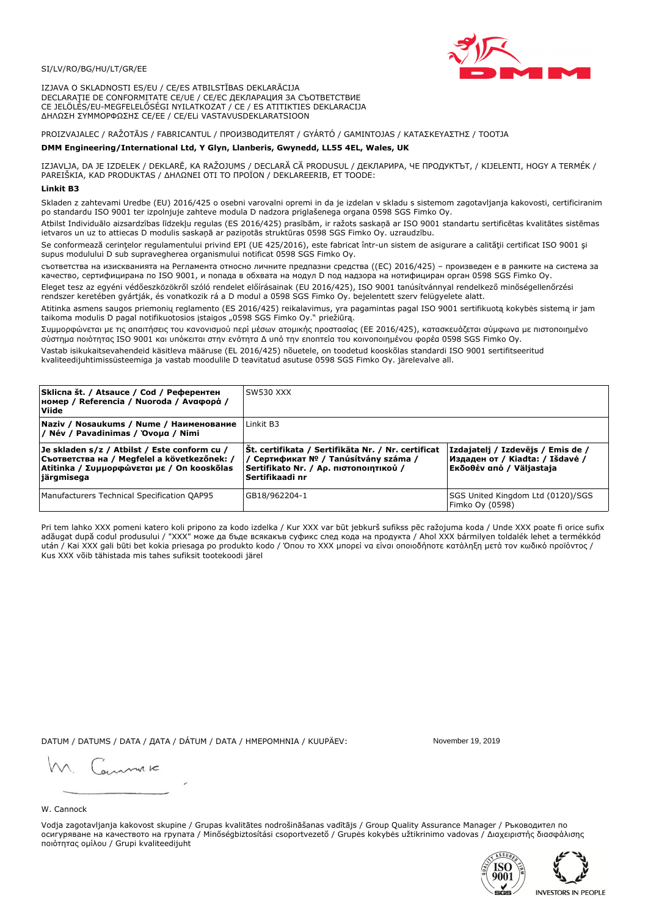SI/LV/RO/BG/HU/LT/GR/EE

IZJAVA O SKLADNOSTI ES/EU / CE/ES ATBILSTĪBAS DEKLARĀCIJA
DECLARAȚIE DE CONFORMITATE CE/UE / CE/EC ДЕКЛАРАЦИЯ ЗА СЪОТВЕТСТВИЕ
CE JELÖLÉS/EU-MEGFELELŐSÉGI NYILATKOZAT / CE / ES ATITIKTIES DEKLARACIJA
ΔΗΛΩΣΗ ΣΥΜΜΟΡΦΩΣΗΣ CE/EE / CE/ELi VASTAVUSDEKLARATSIOON

PROIZVAJALEC / RAŽOTĀJS / FABRICANTUL / ПРОИЗВОДИТЕЛЯТ / GYÁRTÓ / GAMINTOJAS / ΚΑΤΑΣΚΕΥΑΣΤΗΣ / TOOTJA

**DMM Engineering/International Ltd, Y Glyn, Llanberis, Gwynedd, LL55 4EL, Wales, UK**

IZJAVLJA, DA JE IZDELEK / DEKLARĒ, KA RAŽOJUMS / DECLARĂ CĂ PRODUSUL / ДЕКЛАРИРА, ЧЕ ПРОДУКТЪТ, / KIJELENTI, HOGY A TERMÉK / PAREIŠKIA, KAD PRODUKTAS / ΔΗΛΩΝΕΙ ΟΤΙ ΤΟ ΠΡΟΪΟΝ / DEKLAREERIB, ET TOODE:

**Linkit B3**

Skladen z zahtevami Uredbe (EU) 2016/425 o osebni varovalni opremi in da je izdelan v skladu s sistemom zagotavljanja kakovosti, certificiranim po standardu ISO 9001 ter izpolnjuje zahteve modula D nadzora priglašenega organa 0598 SGS Fimko Oy.

Atbilst Individuālo aizsardzības līdzekļu regulas (ES 2016/425) prasībām, ir ražots saskaņā ar ISO 9001 standartu sertificētas kvalitātes sistēmas ietvaros un uz to attiecas D modulis saskaņā ar paziņotās struktūras 0598 SGS Fimko Oy. uzraudzību.

Se conformează cerințelor regulamentului privind EPI (UE 425/2016), este fabricat într-un sistem de asigurare a calității certificat ISO 9001 și supus modulului D sub supravegherea organismului notificat 0598 SGS Fimko Oy.

съответства на изискванията на Регламента относно личните предпазни средства ((ЕС) 2016/425) – произведен е в рамките на система за качество, сертифицирана по ISO 9001, и попада в обхвата на модул D под надзора на нотифициран орган 0598 SGS Fimko Oy.

Eleget tesz az egyéni védőeszközökről szóló rendelet előírásainak (EU 2016/425), ISO 9001 tanúsítvánnyal rendelkező minőségellenőrzési rendszer keretében gyártják, és vonatkozik rá a D modul a 0598 SGS Fimko Oy. bejelentett szerv felügyelete alatt.

Atitinka asmens saugos priemonių reglamento (ES 2016/425) reikalavimus, yra pagamintas pagal ISO 9001 sertifikuotą kokybės sistemą ir jam taikoma modulis D pagal notifikuotosios įstaigos „0598 SGS Fimko Oy." priežiūrą.

Συμμορφώνεται με τις απαιτήσεις του κανονισμού περί μέσων ατομικής προστασίας (ΕΕ 2016/425), κατασκευάζεται σύμφωνα με πιστοποιημένο σύστημα ποιότητας ISO 9001 και υπόκειται στην ενότητα Δ υπό την εποπτεία του κοινοποιημένου φορέα 0598 SGS Fimko Oy.

Vastab isikukaitsevahendeid käsitleva määruse (EL 2016/425) nõuetele, on toodetud kooskõlas standardi ISO 9001 sertifitseeritud kvaliteedijuhtimissüsteemiga ja vastab moodulile D teavitatud asutuse 0598 SGS Fimko Oy. järelevalve all.

| | | |
|---|---|---|
| **Sklicna št. / Atsauce / Cod / Референтен номер / Referencia / Nuoroda / Αναφορά / Viide** | SW530 XXX | |
| **Naziv / Nosaukums / Nume / Наименование / Név / Pavadinimas / Όνομα / Nimi** | Linkit B3 | |
| **Je skladen s/z / Atbilst / Este conform cu / Съответства на / Megfelel a következőnek: / Atitinka / Συμμορφώνεται με / On kooskõlas järgmisega** | **Št. certifikata / Sertifikāta Nr. / Nr. certificat / Сертификат № / Tanúsítvány száma / Sertifikato Nr. / Αρ. πιστοποιητικού / Sertifikaadi nr** | **Izdajatelj / Izdevējs / Emis de / Издаден от / Kiadta: / Išdavė / Εκδοθέν από / Väljastaja** |
| Manufacturers Technical Specification QAP95 | GB18/962204-1 | SGS United Kingdom Ltd (0120)/SGS Fimko Oy (0598) |

Pri tem lahko XXX pomeni katero koli pripono za kodo izdelka / Kur XXX var būt jebkurš sufikss pēc ražojuma koda / Unde XXX poate fi orice sufix adăugat după codul produsului / "XXX" може да бъде всякакъв суфикс след кода на продукта / Ahol XXX bármilyen toldalék lehet a termékkód után / Kai XXX gali būti bet kokia priesaga po produkto kodo / Όπου το XXX μπορεί να είναι οποιοδήποτε κατάληξη μετά τον κωδικό προϊόντος / Kus XXX võib tähistada mis tahes sufiksit tootekoodi järel

DATUM / DATUMS / DATA / ДАТА / DÁTUM / DATA / ΗΜΕΡΟΜΗΝΙΑ / KUUPÄEV: November 19, 2019

W. Cannock

Vodja zagotavljanja kakovost skupine / Grupas kvalitātes nodrošināšanas vadītājs / Group Quality Assurance Manager / Ръководител по осигуряване на качеството на групата / Minőségbiztosítási csoportvezető / Grupės kokybės užtikrinimo vadovas / Διαχειριστής διασφάλισης ποιότητας ομίλου / Grupi kvaliteedijuht

INVESTORS IN PEOPLE